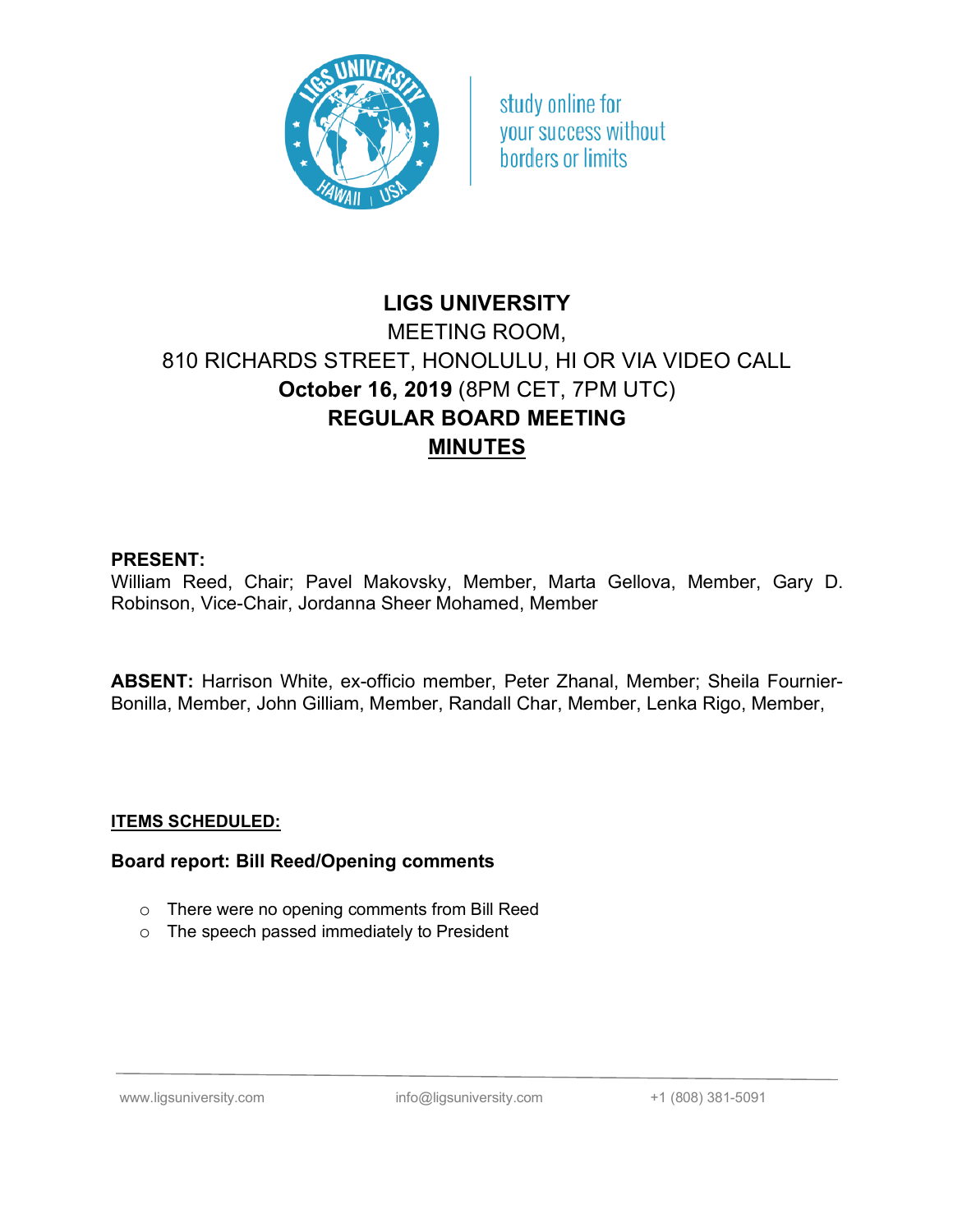# LIGS UNIVERSITY

MEETING ROOM,

810 RICHARDS STREET, HONOLULU, HI OR VIA VIDEO CALL

**October 16, 2019** (8PM CET, 7PM UTC)

**REGULAR BOARD MEETING**

**MINUTES**

**PRESENT:**

William Reed, Chair; Pavel Makovsky, Member, Marta Gellova, Member, Gary D. Robinson, Vice-Chair, Jordanna Sheer Mohamed, Member

**ABSENT:** Harrison White, ex-officio member, Peter Zhanal, Member; Sheila Fournier-Bonilla, Member, John Gilliam, Member, Randall Char, Member, Lenka Rigo, Member,

**ITEMS SCHEDULED:**

**Board report: Bill Reed/Opening comments**

- There were no opening comments from Bill Reed
- The speech passed immediately to President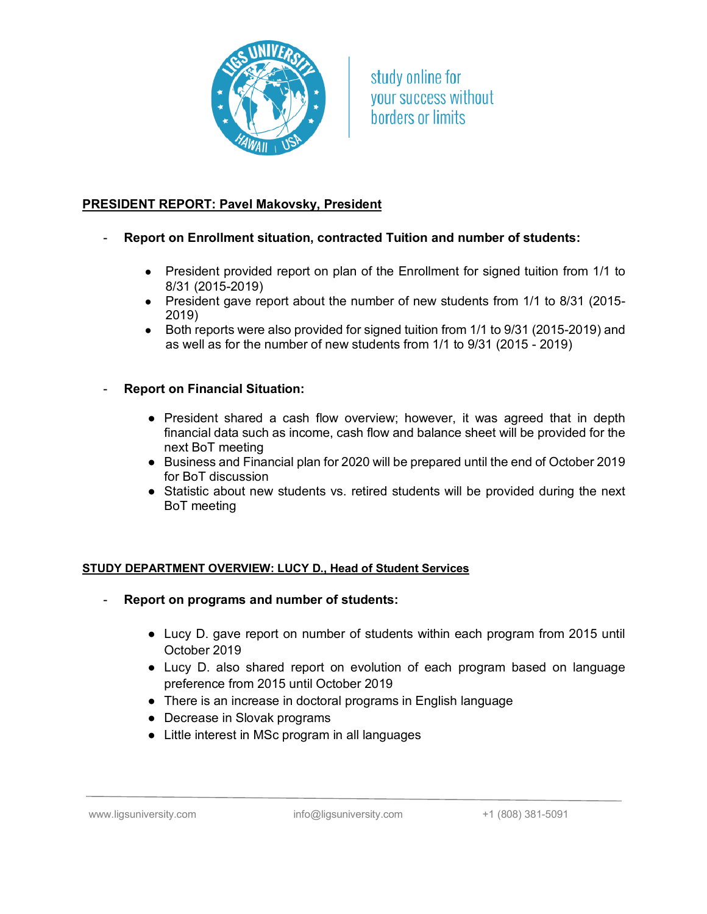**PRESIDENT REPORT: Pavel Makovsky, President**

- **Report on Enrollment situation, contracted Tuition and number of students:**
  - President provided report on plan of the Enrollment for signed tuition from 1/1 to 8/31 (2015-2019)
  - President gave report about the number of new students from 1/1 to 8/31 (2015-2019)
  - Both reports were also provided for signed tuition from 1/1 to 9/31 (2015-2019) and as well as for the number of new students from 1/1 to 9/31 (2015 - 2019)

- **Report on Financial Situation:**
  - President shared a cash flow overview; however, it was agreed that in depth financial data such as income, cash flow and balance sheet will be provided for the next BoT meeting
  - Business and Financial plan for 2020 will be prepared until the end of October 2019 for BoT discussion
  - Statistic about new students vs. retired students will be provided during the next BoT meeting

**STUDY DEPARTMENT OVERVIEW: LUCY D., Head of Student Services**

- **Report on programs and number of students:**
  - Lucy D. gave report on number of students within each program from 2015 until October 2019
  - Lucy D. also shared report on evolution of each program based on language preference from 2015 until October 2019
  - There is an increase in doctoral programs in English language
  - Decrease in Slovak programs
  - Little interest in MSc program in all languages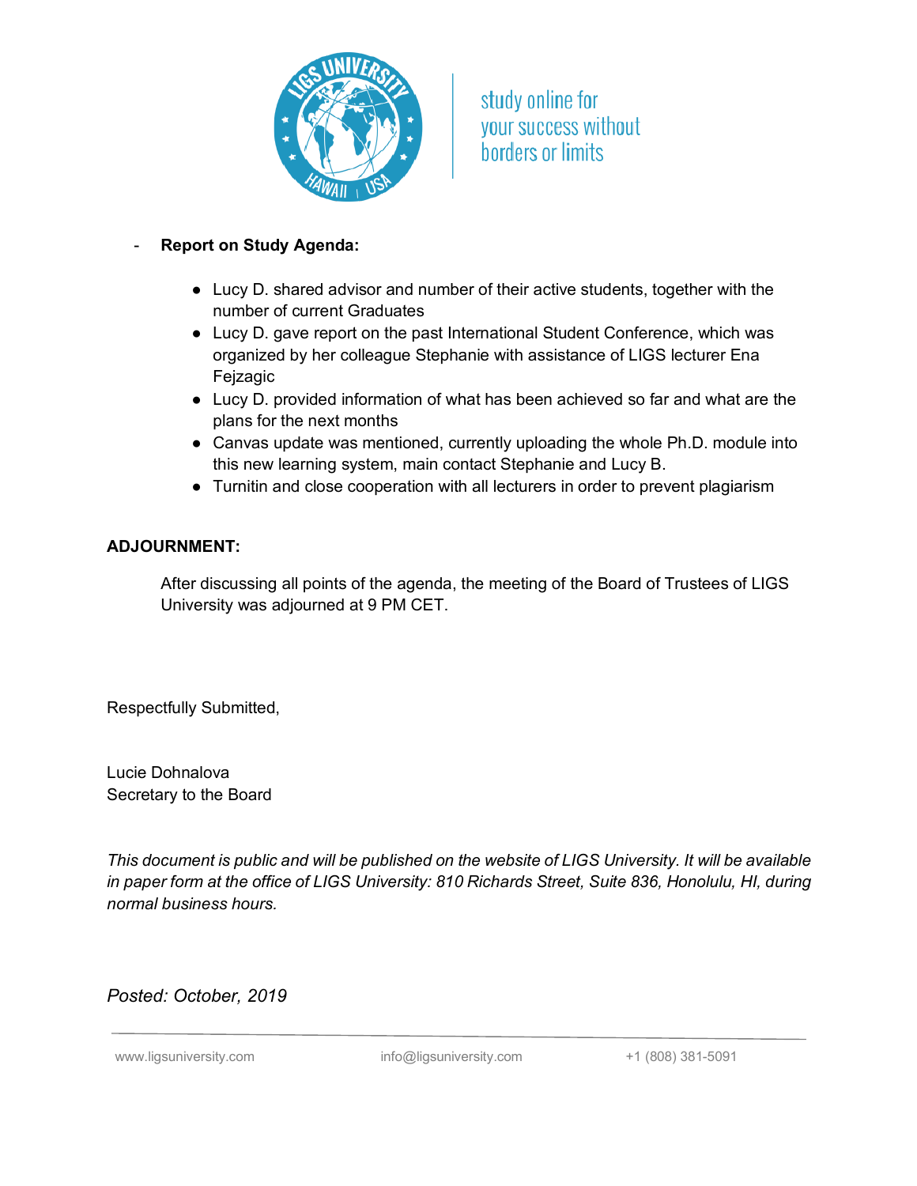- **Report on Study Agenda:**

    - Lucy D. shared advisor and number of their active students, together with the number of current Graduates
    - Lucy D. gave report on the past International Student Conference, which was organized by her colleague Stephanie with assistance of LIGS lecturer Ena Fejzagic
    - Lucy D. provided information of what has been achieved so far and what are the plans for the next months
    - Canvas update was mentioned, currently uploading the whole Ph.D. module into this new learning system, main contact Stephanie and Lucy B.
    - Turnitin and close cooperation with all lecturers in order to prevent plagiarism

**ADJOURNMENT:**

After discussing all points of the agenda, the meeting of the Board of Trustees of LIGS University was adjourned at 9 PM CET.

Respectfully Submitted,

Lucie Dohnalova
Secretary to the Board

*This document is public and will be published on the website of LIGS University. It will be available in paper form at the office of LIGS University: 810 Richards Street, Suite 836, Honolulu, HI, during normal business hours.*

*Posted: October, 2019*